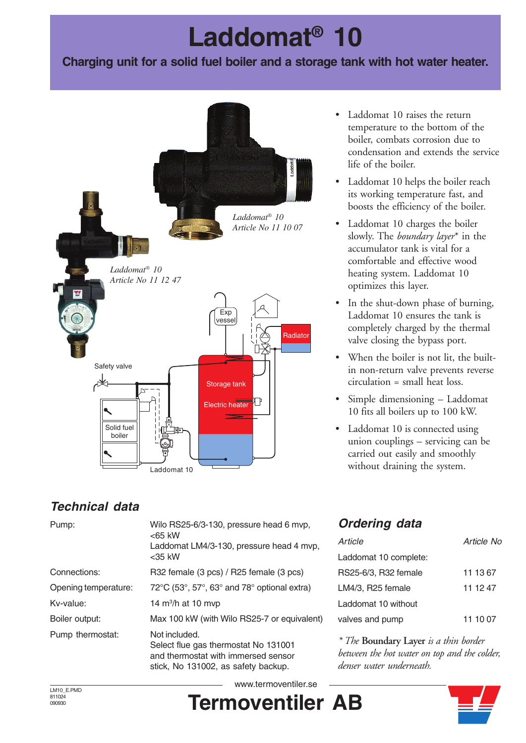# Laddomat® 10

**Charging unit for a solid fuel boiler and a storage tank with hot water heater.**

*Laddomat® 10*
*Article No 11 10 07*

*Laddomat® 10*
*Article No 11 12 47*

Safety valve

Exp vessel

Radiator

Storage tank

Electric heater

Solid fuel boiler

Laddomat 10

- Laddomat 10 raises the return temperature to the bottom of the boiler, combats corrosion due to condensation and extends the service life of the boiler.
- Laddomat 10 helps the boiler reach its working temperature fast, and boosts the efficiency of the boiler.
- Laddomat 10 charges the boiler slowly. The *boundary layer** in the accumulator tank is vital for a comfortable and effective wood heating system. Laddomat 10 optimizes this layer.
- In the shut-down phase of burning, Laddomat 10 ensures the tank is completely charged by the thermal valve closing the bypass port.
- When the boiler is not lit, the built-in non-return valve prevents reverse circulation = small heat loss.
- Simple dimensioning – Laddomat 10 fits all boilers up to 100 kW.
- Laddomat 10 is connected using union couplings – servicing can be carried out easily and smoothly without draining the system.

## Technical data

| | |
|---|---|
| Pump: | Wilo RS25-6/3-130, pressure head 6 mvp, <65 kW<br>Laddomat LM4/3-130, pressure head 4 mvp, <35 kW |
| Connections: | R32 female (3 pcs) / R25 female (3 pcs) |
| Opening temperature: | 72°C (53°, 57°, 63° and 78° optional extra) |
| Kv-value: | 14 m³/h at 10 mvp |
| Boiler output: | Max 100 kW (with Wilo RS25-7 or equivalent) |
| Pump thermostat: | Not included.<br>Select flue gas thermostat No 131001 and thermostat with immersed sensor stick, No 131002, as safety backup. |

## Ordering data

| *Article* | *Article No* |
|---|---|
| Laddomat 10 complete: | |
| RS25-6/3, R32 female | 11 13 67 |
| LM4/3, R25 female | 11 12 47 |
| Laddomat 10 without valves and pump | 11 10 07 |

** The* **Boundary Layer** *is a thin border between the hot water on top and the colder, denser water underneath.*

LM10_E.PMD
811024
090930

www.termoventiler.se

**Termoventiler AB**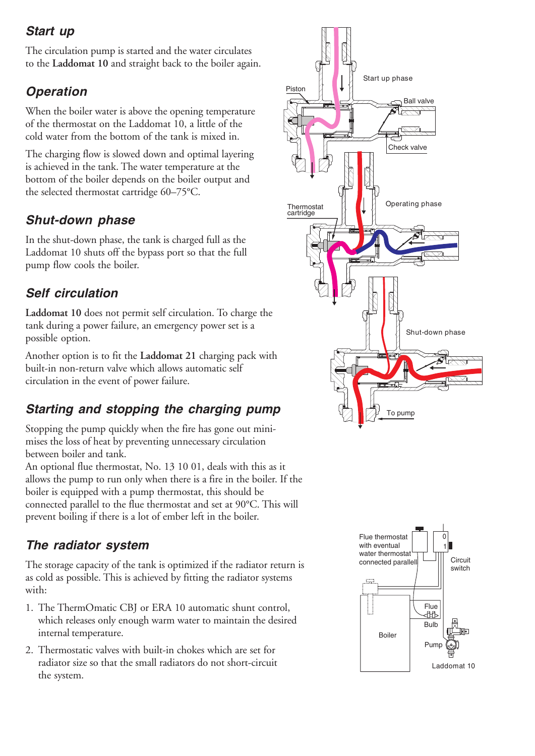## Start up

The circulation pump is started and the water circulates to the **Laddomat 10** and straight back to the boiler again.

## Operation

When the boiler water is above the opening temperature of the thermostat on the Laddomat 10, a little of the cold water from the bottom of the tank is mixed in.

The charging flow is slowed down and optimal layering is achieved in the tank. The water temperature at the bottom of the boiler depends on the boiler output and the selected thermostat cartridge 60–75°C.

## Shut-down phase

In the shut-down phase, the tank is charged full as the Laddomat 10 shuts off the bypass port so that the full pump flow cools the boiler.

## Self circulation

**Laddomat 10** does not permit self circulation. To charge the tank during a power failure, an emergency power set is a possible option.

Another option is to fit the **Laddomat 21** charging pack with built-in non-return valve which allows automatic self circulation in the event of power failure.

## Starting and stopping the charging pump

Stopping the pump quickly when the fire has gone out minimises the loss of heat by preventing unnecessary circulation between boiler and tank.
An optional flue thermostat, No. 13 10 01, deals with this as it allows the pump to run only when there is a fire in the boiler. If the boiler is equipped with a pump thermostat, this should be connected parallel to the flue thermostat and set at 90°C. This will prevent boiling if there is a lot of ember left in the boiler.

## The radiator system

The storage capacity of the tank is optimized if the radiator return is as cold as possible. This is achieved by fitting the radiator systems with:

1. The ThermOmatic CBJ or ERA 10 automatic shunt control, which releases only enough warm water to maintain the desired internal temperature.
2. Thermostatic valves with built-in chokes which are set for radiator size so that the small radiators do not short-circuit the system.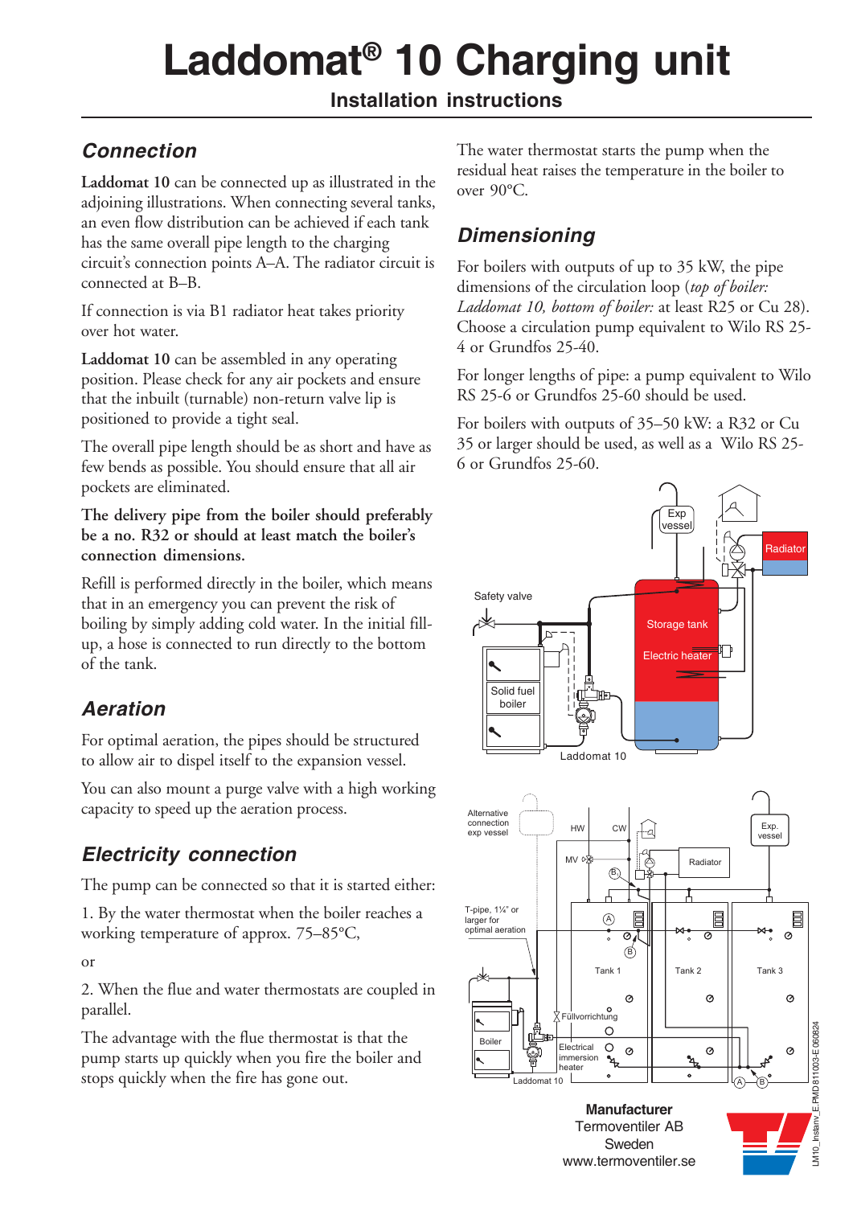# Laddomat® 10 Charging unit

## Installation instructions

### Connection

**Laddomat 10** can be connected up as illustrated in the adjoining illustrations. When connecting several tanks, an even flow distribution can be achieved if each tank has the same overall pipe length to the charging circuit's connection points A–A. The radiator circuit is connected at B–B.

If connection is via B1 radiator heat takes priority over hot water.

**Laddomat 10** can be assembled in any operating position. Please check for any air pockets and ensure that the inbuilt (turnable) non-return valve lip is positioned to provide a tight seal.

The overall pipe length should be as short and have as few bends as possible. You should ensure that all air pockets are eliminated.

**The delivery pipe from the boiler should preferably be a no. R32 or should at least match the boiler's connection dimensions.**

Refill is performed directly in the boiler, which means that in an emergency you can prevent the risk of boiling by simply adding cold water. In the initial fill-up, a hose is connected to run directly to the bottom of the tank.

### Aeration

For optimal aeration, the pipes should be structured to allow air to dispel itself to the expansion vessel.

You can also mount a purge valve with a high working capacity to speed up the aeration process.

### Electricity connection

The pump can be connected so that it is started either:

1. By the water thermostat when the boiler reaches a working temperature of approx. 75–85°C,

or

2. When the flue and water thermostats are coupled in parallel.

The advantage with the flue thermostat is that the pump starts up quickly when you fire the boiler and stops quickly when the fire has gone out.

The water thermostat starts the pump when the residual heat raises the temperature in the boiler to over 90°C.

### Dimensioning

For boilers with outputs of up to 35 kW, the pipe dimensions of the circulation loop (*top of boiler: Laddomat 10, bottom of boiler:* at least R25 or Cu 28). Choose a circulation pump equivalent to Wilo RS 25-4 or Grundfos 25-40.

For longer lengths of pipe: a pump equivalent to Wilo RS 25-6 or Grundfos 25-60 should be used.

For boilers with outputs of 35–50 kW: a R32 or Cu 35 or larger should be used, as well as a Wilo RS 25-6 or Grundfos 25-60.

**Manufacturer**
Termoventiler AB
Sweden
www.termoventiler.se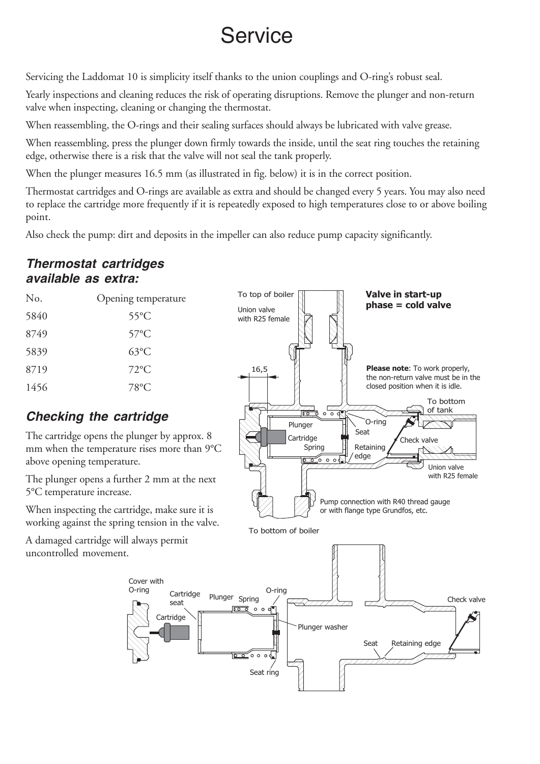# Service

Servicing the Laddomat 10 is simplicity itself thanks to the union couplings and O-ring's robust seal.

Yearly inspections and cleaning reduces the risk of operating disruptions. Remove the plunger and non-return valve when inspecting, cleaning or changing the thermostat.

When reassembling, the O-rings and their sealing surfaces should always be lubricated with valve grease.

When reassembling, press the plunger down firmly towards the inside, until the seat ring touches the retaining edge, otherwise there is a risk that the valve will not seal the tank properly.

When the plunger measures 16.5 mm (as illustrated in fig. below) it is in the correct position.

Thermostat cartridges and O-rings are available as extra and should be changed every 5 years. You may also need to replace the cartridge more frequently if it is repeatedly exposed to high temperatures close to or above boiling point.

Also check the pump: dirt and deposits in the impeller can also reduce pump capacity significantly.

## *Thermostat cartridges available as extra:*

| No. | Opening temperature |
|---|---|
| 5840 | 55°C |
| 8749 | 57°C |
| 5839 | 63°C |
| 8719 | 72°C |
| 1456 | 78°C |

## *Checking the cartridge*

The cartridge opens the plunger by approx. 8 mm when the temperature rises more than 9°C above opening temperature.

The plunger opens a further 2 mm at the next 5°C temperature increase.

When inspecting the cartridge, make sure it is working against the spring tension in the valve.

A damaged cartridge will always permit uncontrolled movement.

To top of boiler

Union valve with R25 female

**Valve in start-up phase = cold valve**

16,5

**Please note**: To work properly, the non-return valve must be in the closed position when it is idle.

To bottom of tank

Plunger

Cartridge

Spring

O-ring

Seat

Retaining edge

Check valve

Union valve with R25 female

Pump connection with R40 thread gauge or with flange type Grundfos, etc.

To bottom of boiler

Cover with O-ring

Cartridge seat

Cartridge

Plunger

Spring

O-ring

Plunger washer

Seat ring

Seat

Retaining edge

Check valve